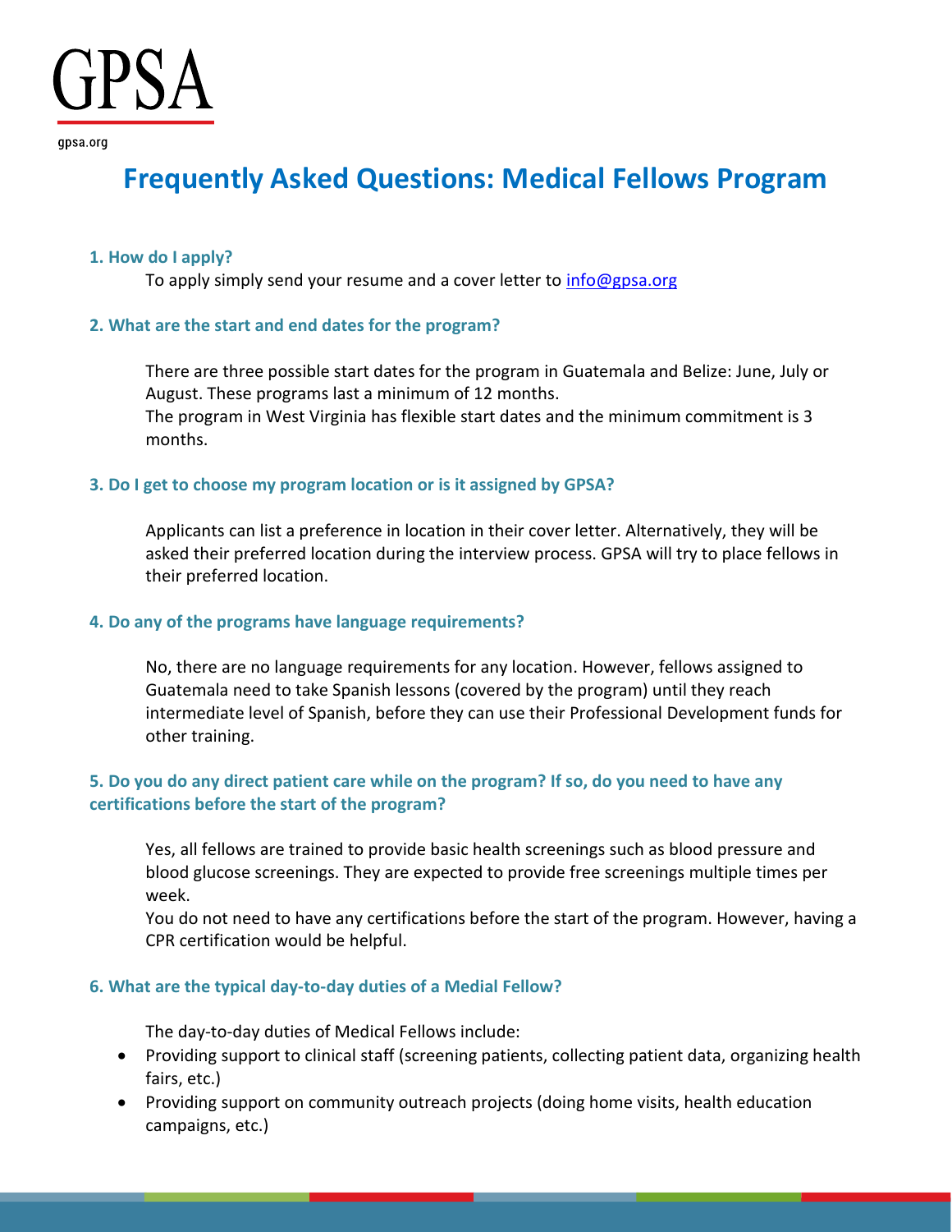GPSA

gpsa.org

# Frequently Asked Questions: Medical Fellows Program

### 1. How do I apply?

To apply simply send your resume and a cover letter to info@gpsa.org

### 2. What are the start and end dates for the program?

There are three possible start dates for the program in Guatemala and Belize: June, July or August. These programs last a minimum of 12 months.
The program in West Virginia has flexible start dates and the minimum commitment is 3 months.

### 3. Do I get to choose my program location or is it assigned by GPSA?

Applicants can list a preference in location in their cover letter. Alternatively, they will be asked their preferred location during the interview process. GPSA will try to place fellows in their preferred location.

### 4. Do any of the programs have language requirements?

No, there are no language requirements for any location. However, fellows assigned to Guatemala need to take Spanish lessons (covered by the program) until they reach intermediate level of Spanish, before they can use their Professional Development funds for other training.

### 5. Do you do any direct patient care while on the program? If so, do you need to have any certifications before the start of the program?

Yes, all fellows are trained to provide basic health screenings such as blood pressure and blood glucose screenings. They are expected to provide free screenings multiple times per week.
You do not need to have any certifications before the start of the program. However, having a CPR certification would be helpful.

### 6. What are the typical day-to-day duties of a Medial Fellow?

The day-to-day duties of Medical Fellows include:

- Providing support to clinical staff (screening patients, collecting patient data, organizing health fairs, etc.)
- Providing support on community outreach projects (doing home visits, health education campaigns, etc.)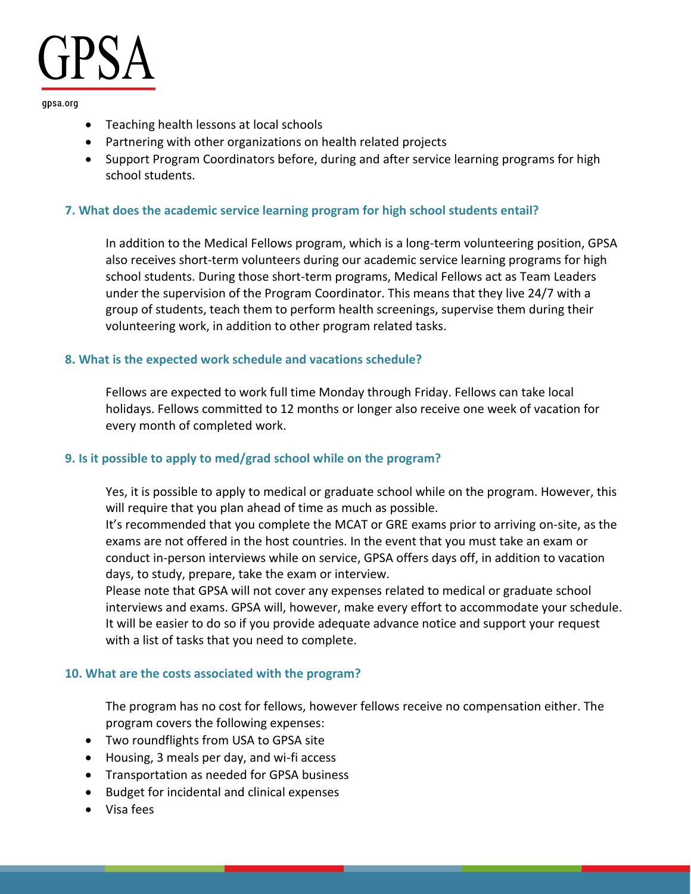- Teaching health lessons at local schools
- Partnering with other organizations on health related projects
- Support Program Coordinators before, during and after service learning programs for high school students.

### 7. What does the academic service learning program for high school students entail?

In addition to the Medical Fellows program, which is a long-term volunteering position, GPSA also receives short-term volunteers during our academic service learning programs for high school students. During those short-term programs, Medical Fellows act as Team Leaders under the supervision of the Program Coordinator. This means that they live 24/7 with a group of students, teach them to perform health screenings, supervise them during their volunteering work, in addition to other program related tasks.

### 8. What is the expected work schedule and vacations schedule?

Fellows are expected to work full time Monday through Friday. Fellows can take local holidays. Fellows committed to 12 months or longer also receive one week of vacation for every month of completed work.

### 9. Is it possible to apply to med/grad school while on the program?

Yes, it is possible to apply to medical or graduate school while on the program. However, this will require that you plan ahead of time as much as possible.

It's recommended that you complete the MCAT or GRE exams prior to arriving on-site, as the exams are not offered in the host countries. In the event that you must take an exam or conduct in-person interviews while on service, GPSA offers days off, in addition to vacation days, to study, prepare, take the exam or interview.

Please note that GPSA will not cover any expenses related to medical or graduate school interviews and exams. GPSA will, however, make every effort to accommodate your schedule. It will be easier to do so if you provide adequate advance notice and support your request with a list of tasks that you need to complete.

### 10. What are the costs associated with the program?

The program has no cost for fellows, however fellows receive no compensation either. The program covers the following expenses:

- Two roundflights from USA to GPSA site
- Housing, 3 meals per day, and wi-fi access
- Transportation as needed for GPSA business
- Budget for incidental and clinical expenses
- Visa fees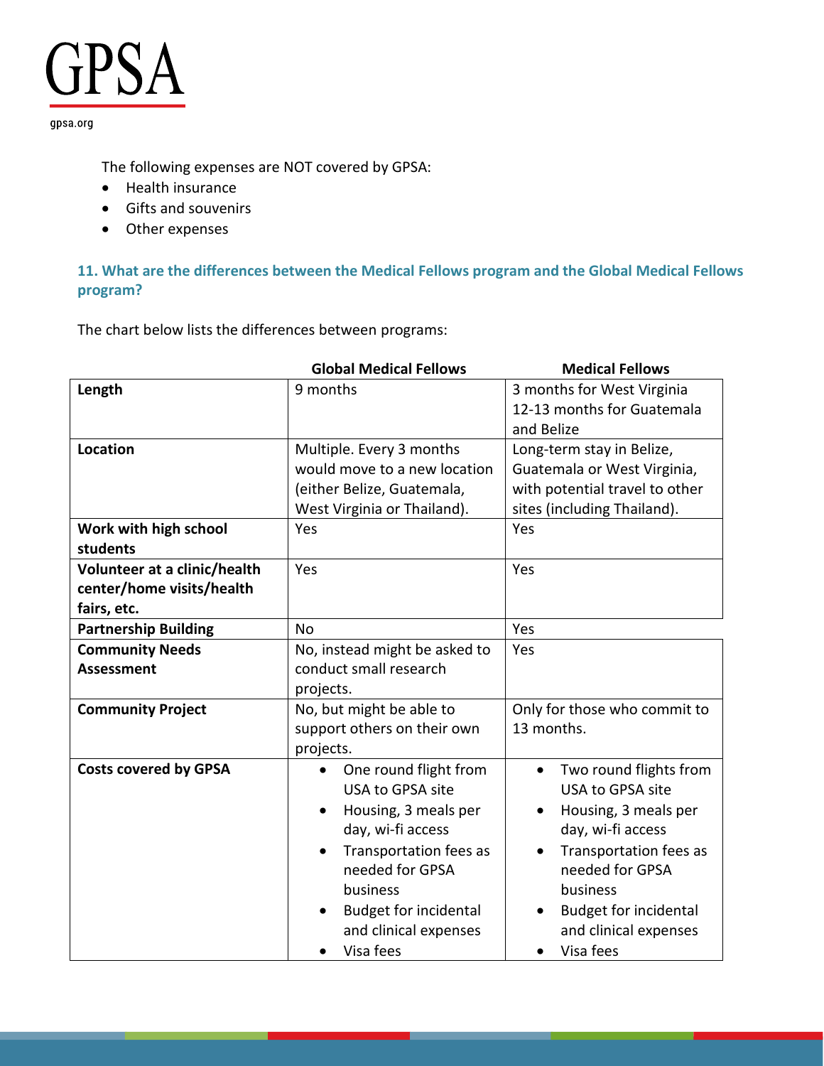The following expenses are NOT covered by GPSA:

- Health insurance
- Gifts and souvenirs
- Other expenses

### 11. What are the differences between the Medical Fellows program and the Global Medical Fellows program?

The chart below lists the differences between programs:

| | Global Medical Fellows | Medical Fellows |
|---|---|---|
| **Length** | 9 months | 3 months for West Virginia<br>12-13 months for Guatemala and Belize |
| **Location** | Multiple. Every 3 months would move to a new location (either Belize, Guatemala, West Virginia or Thailand). | Long-term stay in Belize, Guatemala or West Virginia, with potential travel to other sites (including Thailand). |
| **Work with high school students** | Yes | Yes |
| **Volunteer at a clinic/health center/home visits/health fairs, etc.** | Yes | Yes |
| **Partnership Building** | No | Yes |
| **Community Needs Assessment** | No, instead might be asked to conduct small research projects. | Yes |
| **Community Project** | No, but might be able to support others on their own projects. | Only for those who commit to 13 months. |
| **Costs covered by GPSA** | • One round flight from USA to GPSA site<br>• Housing, 3 meals per day, wi-fi access<br>• Transportation fees as needed for GPSA business<br>• Budget for incidental and clinical expenses<br>• Visa fees | • Two round flights from USA to GPSA site<br>• Housing, 3 meals per day, wi-fi access<br>• Transportation fees as needed for GPSA business<br>• Budget for incidental and clinical expenses<br>• Visa fees |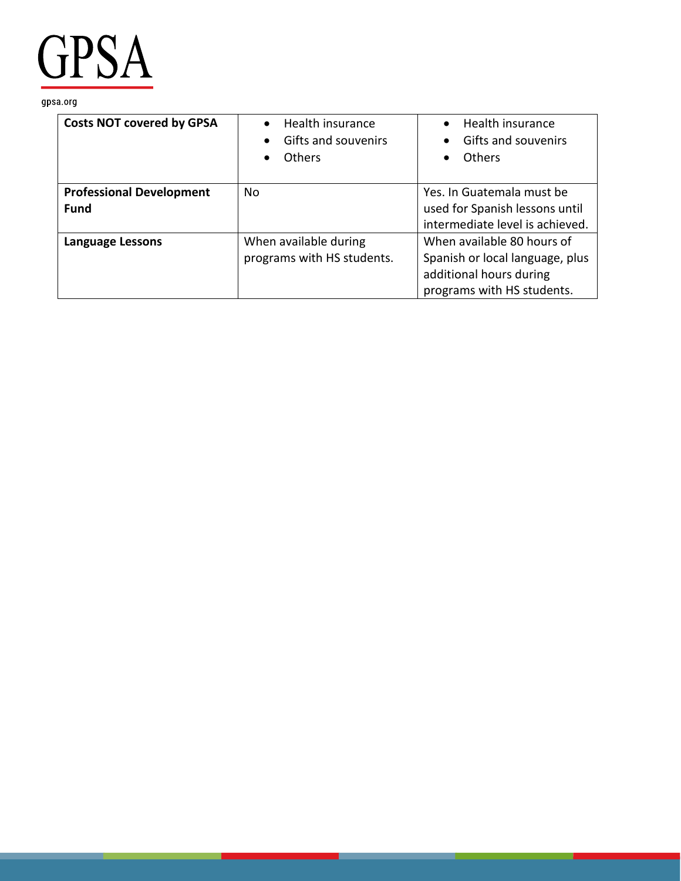| | | |
|---|---|---|
| **Costs NOT covered by GPSA** | • Health insurance<br>• Gifts and souvenirs<br>• Others | • Health insurance<br>• Gifts and souvenirs<br>• Others |
| **Professional Development Fund** | No | Yes. In Guatemala must be used for Spanish lessons until intermediate level is achieved. |
| **Language Lessons** | When available during programs with HS students. | When available 80 hours of Spanish or local language, plus additional hours during programs with HS students. |